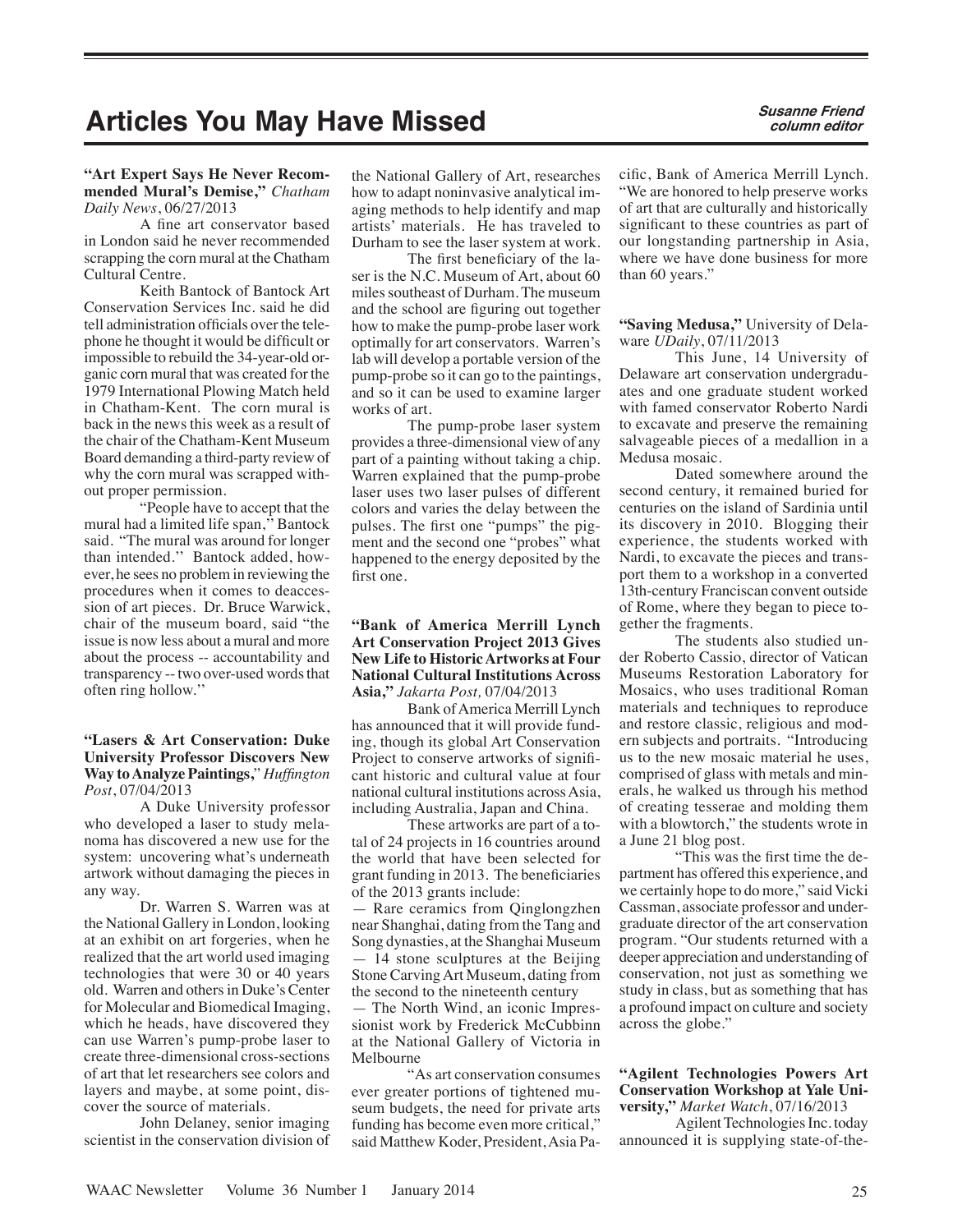# Articles You May Have Missed

*Susanne Friend*
*column editor*

**"Art Expert Says He Never Recommended Mural's Demise,"** *Chatham Daily News*, 06/27/2013

A fine art conservator based in London said he never recommended scrapping the corn mural at the Chatham Cultural Centre.

Keith Bantock of Bantock Art Conservation Services Inc. said he did tell administration officials over the telephone he thought it would be difficult or impossible to rebuild the 34-year-old organic corn mural that was created for the 1979 International Plowing Match held in Chatham-Kent. The corn mural is back in the news this week as a result of the chair of the Chatham-Kent Museum Board demanding a third-party review of why the corn mural was scrapped without proper permission.

"People have to accept that the mural had a limited life span,'' Bantock said. "The mural was around for longer than intended.'' Bantock added, however, he sees no problem in reviewing the procedures when it comes to deaccession of art pieces. Dr. Bruce Warwick, chair of the museum board, said "the issue is now less about a mural and more about the process -- accountability and transparency -- two over-used words that often ring hollow.''

**"Lasers & Art Conservation: Duke University Professor Discovers New Way to Analyze Paintings,"** *Huffington Post*, 07/04/2013

A Duke University professor who developed a laser to study melanoma has discovered a new use for the system: uncovering what's underneath artwork without damaging the pieces in any way.

Dr. Warren S. Warren was at the National Gallery in London, looking at an exhibit on art forgeries, when he realized that the art world used imaging technologies that were 30 or 40 years old. Warren and others in Duke's Center for Molecular and Biomedical Imaging, which he heads, have discovered they can use Warren's pump-probe laser to create three-dimensional cross-sections of art that let researchers see colors and layers and maybe, at some point, discover the source of materials.

John Delaney, senior imaging scientist in the conservation division of the National Gallery of Art, researches how to adapt noninvasive analytical imaging methods to help identify and map artists' materials. He has traveled to Durham to see the laser system at work.

The first beneficiary of the laser is the N.C. Museum of Art, about 60 miles southeast of Durham. The museum and the school are figuring out together how to make the pump-probe laser work optimally for art conservators. Warren's lab will develop a portable version of the pump-probe so it can go to the paintings, and so it can be used to examine larger works of art.

The pump-probe laser system provides a three-dimensional view of any part of a painting without taking a chip. Warren explained that the pump-probe laser uses two laser pulses of different colors and varies the delay between the pulses. The first one "pumps" the pigment and the second one "probes" what happened to the energy deposited by the first one.

**"Bank of America Merrill Lynch Art Conservation Project 2013 Gives New Life to Historic Artworks at Four National Cultural Institutions Across Asia,"** *Jakarta Post,* 07/04/2013

Bank of America Merrill Lynch has announced that it will provide funding, though its global Art Conservation Project to conserve artworks of significant historic and cultural value at four national cultural institutions across Asia, including Australia, Japan and China.

These artworks are part of a total of 24 projects in 16 countries around the world that have been selected for grant funding in 2013. The beneficiaries of the 2013 grants include:

— Rare ceramics from Qinglongzhen near Shanghai, dating from the Tang and Song dynasties, at the Shanghai Museum
— 14 stone sculptures at the Beijing Stone Carving Art Museum, dating from the second to the nineteenth century
— The North Wind, an iconic Impressionist work by Frederick McCubbinn at the National Gallery of Victoria in Melbourne

"As art conservation consumes ever greater portions of tightened museum budgets, the need for private arts funding has become even more critical," said Matthew Koder, President, Asia Pacific, Bank of America Merrill Lynch. "We are honored to help preserve works of art that are culturally and historically significant to these countries as part of our longstanding partnership in Asia, where we have done business for more than 60 years."

**"Saving Medusa,"** University of Delaware *UDaily*, 07/11/2013

This June, 14 University of Delaware art conservation undergraduates and one graduate student worked with famed conservator Roberto Nardi to excavate and preserve the remaining salvageable pieces of a medallion in a Medusa mosaic.

Dated somewhere around the second century, it remained buried for centuries on the island of Sardinia until its discovery in 2010. Blogging their experience, the students worked with Nardi, to excavate the pieces and transport them to a workshop in a converted 13th-century Franciscan convent outside of Rome, where they began to piece together the fragments.

The students also studied under Roberto Cassio, director of Vatican Museums Restoration Laboratory for Mosaics, who uses traditional Roman materials and techniques to reproduce and restore classic, religious and modern subjects and portraits. "Introducing us to the new mosaic material he uses, comprised of glass with metals and minerals, he walked us through his method of creating tesserae and molding them with a blowtorch," the students wrote in a June 21 blog post.

"This was the first time the department has offered this experience, and we certainly hope to do more," said Vicki Cassman, associate professor and undergraduate director of the art conservation program. "Our students returned with a deeper appreciation and understanding of conservation, not just as something we study in class, but as something that has a profound impact on culture and society across the globe."

**"Agilent Technologies Powers Art Conservation Workshop at Yale University,"** *Market Watch*, 07/16/2013

Agilent Technologies Inc. today announced it is supplying state-of-the-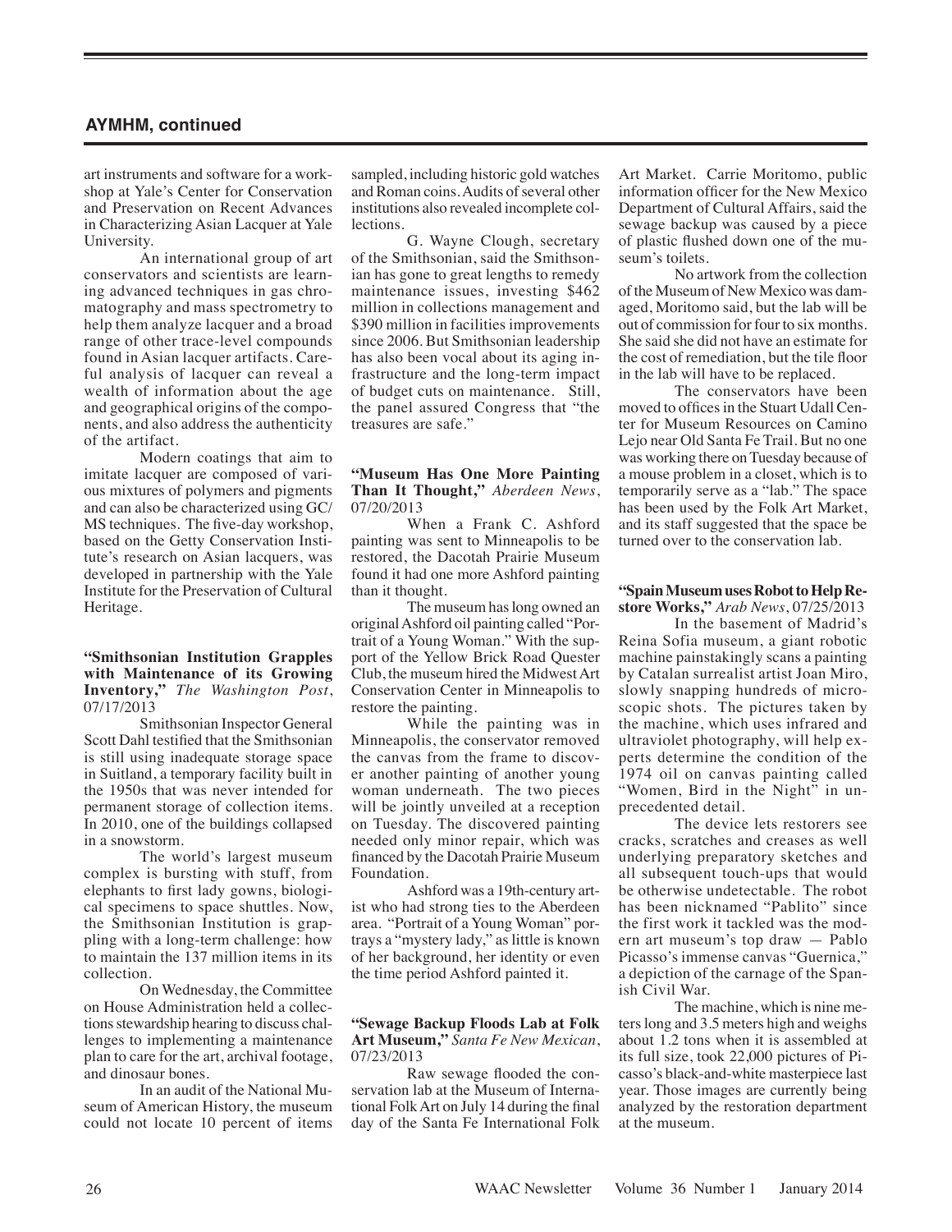## AYMHM, continued

art instruments and software for a workshop at Yale's Center for Conservation and Preservation on Recent Advances in Characterizing Asian Lacquer at Yale University.

An international group of art conservators and scientists are learning advanced techniques in gas chromatography and mass spectrometry to help them analyze lacquer and a broad range of other trace-level compounds found in Asian lacquer artifacts. Careful analysis of lacquer can reveal a wealth of information about the age and geographical origins of the components, and also address the authenticity of the artifact.

Modern coatings that aim to imitate lacquer are composed of various mixtures of polymers and pigments and can also be characterized using GC/MS techniques. The five-day workshop, based on the Getty Conservation Institute's research on Asian lacquers, was developed in partnership with the Yale Institute for the Preservation of Cultural Heritage.

**"Smithsonian Institution Grapples with Maintenance of its Growing Inventory,"** *The Washington Post*, 07/17/2013

Smithsonian Inspector General Scott Dahl testified that the Smithsonian is still using inadequate storage space in Suitland, a temporary facility built in the 1950s that was never intended for permanent storage of collection items. In 2010, one of the buildings collapsed in a snowstorm.

The world's largest museum complex is bursting with stuff, from elephants to first lady gowns, biological specimens to space shuttles. Now, the Smithsonian Institution is grappling with a long-term challenge: how to maintain the 137 million items in its collection.

On Wednesday, the Committee on House Administration held a collections stewardship hearing to discuss challenges to implementing a maintenance plan to care for the art, archival footage, and dinosaur bones.

In an audit of the National Museum of American History, the museum could not locate 10 percent of items sampled, including historic gold watches and Roman coins. Audits of several other institutions also revealed incomplete collections.

G. Wayne Clough, secretary of the Smithsonian, said the Smithsonian has gone to great lengths to remedy maintenance issues, investing $462 million in collections management and $390 million in facilities improvements since 2006. But Smithsonian leadership has also been vocal about its aging infrastructure and the long-term impact of budget cuts on maintenance. Still, the panel assured Congress that "the treasures are safe."

**"Museum Has One More Painting Than It Thought,"** *Aberdeen News*, 07/20/2013

When a Frank C. Ashford painting was sent to Minneapolis to be restored, the Dacotah Prairie Museum found it had one more Ashford painting than it thought.

The museum has long owned an original Ashford oil painting called "Portrait of a Young Woman." With the support of the Yellow Brick Road Quester Club, the museum hired the Midwest Art Conservation Center in Minneapolis to restore the painting.

While the painting was in Minneapolis, the conservator removed the canvas from the frame to discover another painting of another young woman underneath. The two pieces will be jointly unveiled at a reception on Tuesday. The discovered painting needed only minor repair, which was financed by the Dacotah Prairie Museum Foundation.

Ashford was a 19th-century artist who had strong ties to the Aberdeen area. "Portrait of a Young Woman" portrays a "mystery lady," as little is known of her background, her identity or even the time period Ashford painted it.

**"Sewage Backup Floods Lab at Folk Art Museum,"** *Santa Fe New Mexican*, 07/23/2013

Raw sewage flooded the conservation lab at the Museum of International Folk Art on July 14 during the final day of the Santa Fe International Folk Art Market. Carrie Moritomo, public information officer for the New Mexico Department of Cultural Affairs, said the sewage backup was caused by a piece of plastic flushed down one of the museum's toilets.

No artwork from the collection of the Museum of New Mexico was damaged, Moritomo said, but the lab will be out of commission for four to six months. She said she did not have an estimate for the cost of remediation, but the tile floor in the lab will have to be replaced.

The conservators have been moved to offices in the Stuart Udall Center for Museum Resources on Camino Lejo near Old Santa Fe Trail. But no one was working there on Tuesday because of a mouse problem in a closet, which is to temporarily serve as a "lab." The space has been used by the Folk Art Market, and its staff suggested that the space be turned over to the conservation lab.

**"Spain Museum uses Robot to Help Restore Works,"** *Arab News*, 07/25/2013

In the basement of Madrid's Reina Sofia museum, a giant robotic machine painstakingly scans a painting by Catalan surrealist artist Joan Miro, slowly snapping hundreds of microscopic shots. The pictures taken by the machine, which uses infrared and ultraviolet photography, will help experts determine the condition of the 1974 oil on canvas painting called "Women, Bird in the Night" in unprecedented detail.

The device lets restorers see cracks, scratches and creases as well underlying preparatory sketches and all subsequent touch-ups that would be otherwise undetectable. The robot has been nicknamed "Pablito" since the first work it tackled was the modern art museum's top draw — Pablo Picasso's immense canvas "Guernica," a depiction of the carnage of the Spanish Civil War.

The machine, which is nine meters long and 3.5 meters high and weighs about 1.2 tons when it is assembled at its full size, took 22,000 pictures of Picasso's black-and-white masterpiece last year. Those images are currently being analyzed by the restoration department at the museum.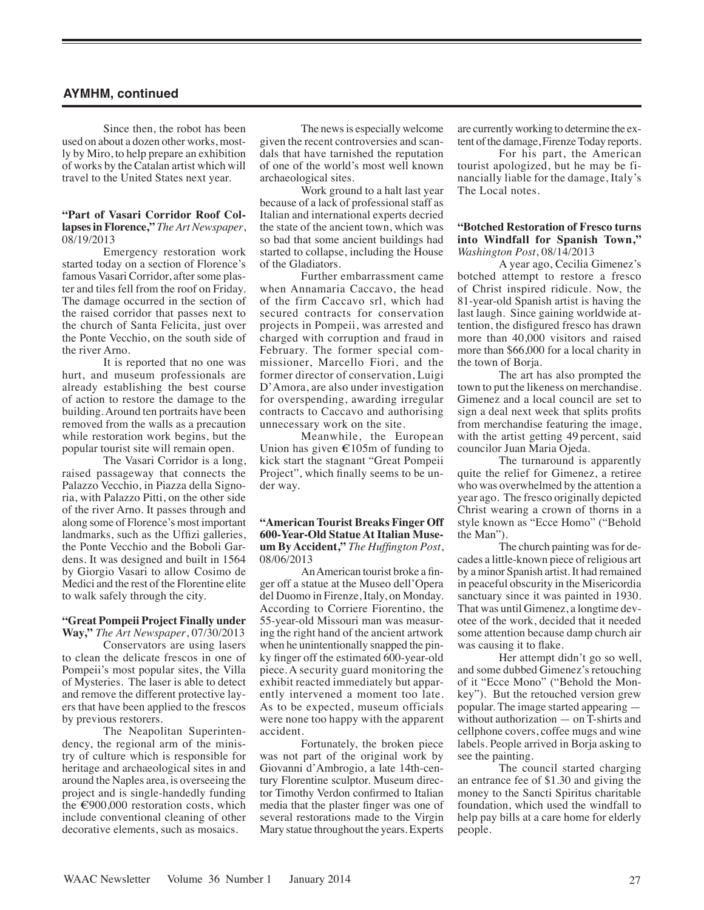## AYMHM, continued

Since then, the robot has been used on about a dozen other works, mostly by Miro, to help prepare an exhibition of works by the Catalan artist which will travel to the United States next year.

**"Part of Vasari Corridor Roof Collapses in Florence,"** *The Art Newspaper*, 08/19/2013

Emergency restoration work started today on a section of Florence's famous Vasari Corridor, after some plaster and tiles fell from the roof on Friday. The damage occurred in the section of the raised corridor that passes next to the church of Santa Felicita, just over the Ponte Vecchio, on the south side of the river Arno.

It is reported that no one was hurt, and museum professionals are already establishing the best course of action to restore the damage to the building. Around ten portraits have been removed from the walls as a precaution while restoration work begins, but the popular tourist site will remain open.

The Vasari Corridor is a long, raised passageway that connects the Palazzo Vecchio, in Piazza della Signoria, with Palazzo Pitti, on the other side of the river Arno. It passes through and along some of Florence's most important landmarks, such as the Uffizi galleries, the Ponte Vecchio and the Boboli Gardens. It was designed and built in 1564 by Giorgio Vasari to allow Cosimo de Medici and the rest of the Florentine elite to walk safely through the city.

**"Great Pompeii Project Finally under Way,"** *The Art Newspaper*, 07/30/2013

Conservators are using lasers to clean the delicate frescos in one of Pompeii's most popular sites, the Villa of Mysteries. The laser is able to detect and remove the different protective layers that have been applied to the frescos by previous restorers.

The Neapolitan Superintendency, the regional arm of the ministry of culture which is responsible for heritage and archaeological sites in and around the Naples area, is overseeing the project and is single-handedly funding the €900,000 restoration costs, which include conventional cleaning of other decorative elements, such as mosaics.

The news is especially welcome given the recent controversies and scandals that have tarnished the reputation of one of the world's most well known archaeological sites.

Work ground to a halt last year because of a lack of professional staff as Italian and international experts decried the state of the ancient town, which was so bad that some ancient buildings had started to collapse, including the House of the Gladiators.

Further embarrassment came when Annamaria Caccavo, the head of the firm Caccavo srl, which had secured contracts for conservation projects in Pompeii, was arrested and charged with corruption and fraud in February. The former special commissioner, Marcello Fiori, and the former director of conservation, Luigi D'Amora, are also under investigation for overspending, awarding irregular contracts to Caccavo and authorising unnecessary work on the site.

Meanwhile, the European Union has given €105m of funding to kick start the stagnant "Great Pompeii Project", which finally seems to be under way.

**"American Tourist Breaks Finger Off 600-Year-Old Statue At Italian Museum By Accident,"** *The Huffington Post*, 08/06/2013

An American tourist broke a finger off a statue at the Museo dell'Opera del Duomo in Firenze, Italy, on Monday. According to Corriere Fiorentino, the 55-year-old Missouri man was measuring the right hand of the ancient artwork when he unintentionally snapped the pinky finger off the estimated 600-year-old piece. A security guard monitoring the exhibit reacted immediately but apparently intervened a moment too late. As to be expected, museum officials were none too happy with the apparent accident.

Fortunately, the broken piece was not part of the original work by Giovanni d'Ambrogio, a late 14th-century Florentine sculptor. Museum director Timothy Verdon confirmed to Italian media that the plaster finger was one of several restorations made to the Virgin Mary statue throughout the years. Experts are currently working to determine the extent of the damage, Firenze Today reports.

For his part, the American tourist apologized, but he may be financially liable for the damage, Italy's The Local notes.

**"Botched Restoration of Fresco turns into Windfall for Spanish Town,"** *Washington Post*, 08/14/2013

A year ago, Cecilia Gimenez's botched attempt to restore a fresco of Christ inspired ridicule. Now, the 81-year-old Spanish artist is having the last laugh. Since gaining worldwide attention, the disfigured fresco has drawn more than 40,000 visitors and raised more than $66,000 for a local charity in the town of Borja.

The art has also prompted the town to put the likeness on merchandise. Gimenez and a local council are set to sign a deal next week that splits profits from merchandise featuring the image, with the artist getting 49 percent, said councilor Juan Maria Ojeda.

The turnaround is apparently quite the relief for Gimenez, a retiree who was overwhelmed by the attention a year ago. The fresco originally depicted Christ wearing a crown of thorns in a style known as "Ecce Homo" ("Behold the Man").

The church painting was for decades a little-known piece of religious art by a minor Spanish artist. It had remained in peaceful obscurity in the Misericordia sanctuary since it was painted in 1930. That was until Gimenez, a longtime devotee of the work, decided that it needed some attention because damp church air was causing it to flake.

Her attempt didn't go so well, and some dubbed Gimenez's retouching of it "Ecce Mono" ("Behold the Monkey"). But the retouched version grew popular. The image started appearing — without authorization — on T-shirts and cellphone covers, coffee mugs and wine labels. People arrived in Borja asking to see the painting.

The council started charging an entrance fee of $1.30 and giving the money to the Sancti Spiritus charitable foundation, which used the windfall to help pay bills at a care home for elderly people.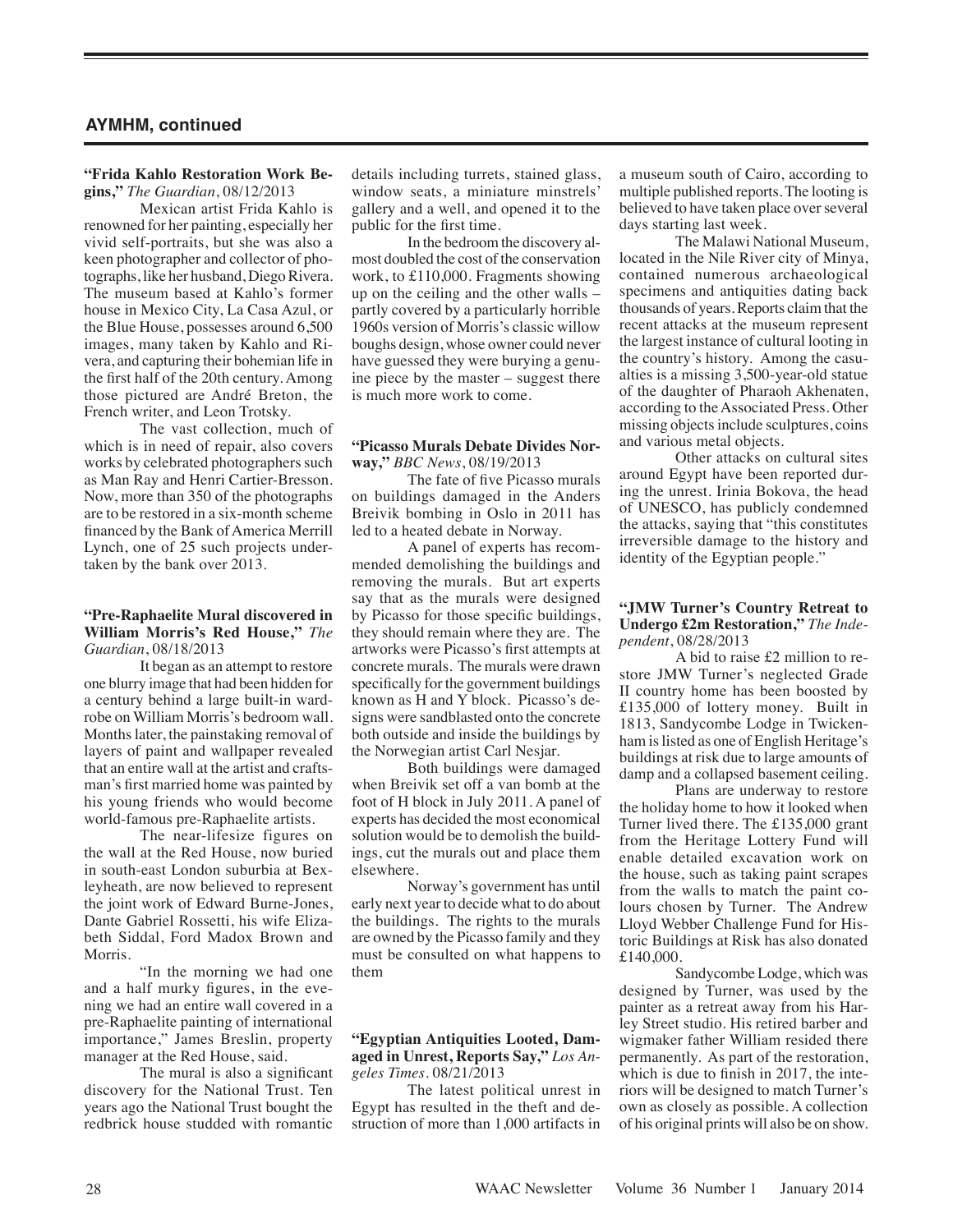## AYMHM, continued

**"Frida Kahlo Restoration Work Begins,"** *The Guardian*, 08/12/2013

Mexican artist Frida Kahlo is renowned for her painting, especially her vivid self-portraits, but she was also a keen photographer and collector of photographs, like her husband, Diego Rivera. The museum based at Kahlo's former house in Mexico City, La Casa Azul, or the Blue House, possesses around 6,500 images, many taken by Kahlo and Rivera, and capturing their bohemian life in the first half of the 20th century. Among those pictured are André Breton, the French writer, and Leon Trotsky.

The vast collection, much of which is in need of repair, also covers works by celebrated photographers such as Man Ray and Henri Cartier-Bresson. Now, more than 350 of the photographs are to be restored in a six-month scheme financed by the Bank of America Merrill Lynch, one of 25 such projects undertaken by the bank over 2013.

**"Pre-Raphaelite Mural discovered in William Morris's Red House,"** *The Guardian*, 08/18/2013

It began as an attempt to restore one blurry image that had been hidden for a century behind a large built-in wardrobe on William Morris's bedroom wall. Months later, the painstaking removal of layers of paint and wallpaper revealed that an entire wall at the artist and craftsman's first married home was painted by his young friends who would become world-famous pre-Raphaelite artists.

The near-lifesize figures on the wall at the Red House, now buried in south-east London suburbia at Bexleyheath, are now believed to represent the joint work of Edward Burne-Jones, Dante Gabriel Rossetti, his wife Elizabeth Siddal, Ford Madox Brown and Morris.

"In the morning we had one and a half murky figures, in the evening we had an entire wall covered in a pre-Raphaelite painting of international importance," James Breslin, property manager at the Red House, said.

The mural is also a significant discovery for the National Trust. Ten years ago the National Trust bought the redbrick house studded with romantic details including turrets, stained glass, window seats, a miniature minstrels' gallery and a well, and opened it to the public for the first time.

In the bedroom the discovery almost doubled the cost of the conservation work, to £110,000. Fragments showing up on the ceiling and the other walls – partly covered by a particularly horrible 1960s version of Morris's classic willow boughs design, whose owner could never have guessed they were burying a genuine piece by the master – suggest there is much more work to come.

**"Picasso Murals Debate Divides Norway,"** *BBC News*, 08/19/2013

The fate of five Picasso murals on buildings damaged in the Anders Breivik bombing in Oslo in 2011 has led to a heated debate in Norway.

A panel of experts has recommended demolishing the buildings and removing the murals. But art experts say that as the murals were designed by Picasso for those specific buildings, they should remain where they are. The artworks were Picasso's first attempts at concrete murals. The murals were drawn specifically for the government buildings known as H and Y block. Picasso's designs were sandblasted onto the concrete both outside and inside the buildings by the Norwegian artist Carl Nesjar.

Both buildings were damaged when Breivik set off a van bomb at the foot of H block in July 2011. A panel of experts has decided the most economical solution would be to demolish the buildings, cut the murals out and place them elsewhere.

Norway's government has until early next year to decide what to do about the buildings. The rights to the murals are owned by the Picasso family and they must be consulted on what happens to them

**"Egyptian Antiquities Looted, Damaged in Unrest, Reports Say,"** *Los Angeles Times*. 08/21/2013

The latest political unrest in Egypt has resulted in the theft and destruction of more than 1,000 artifacts in a museum south of Cairo, according to multiple published reports. The looting is believed to have taken place over several days starting last week.

The Malawi National Museum, located in the Nile River city of Minya, contained numerous archaeological specimens and antiquities dating back thousands of years. Reports claim that the recent attacks at the museum represent the largest instance of cultural looting in the country's history. Among the casualties is a missing 3,500-year-old statue of the daughter of Pharaoh Akhenaten, according to the Associated Press. Other missing objects include sculptures, coins and various metal objects.

Other attacks on cultural sites around Egypt have been reported during the unrest. Irinia Bokova, the head of UNESCO, has publicly condemned the attacks, saying that "this constitutes irreversible damage to the history and identity of the Egyptian people."

**"JMW Turner's Country Retreat to Undergo £2m Restoration,"** *The Independent*, 08/28/2013

A bid to raise £2 million to restore JMW Turner's neglected Grade II country home has been boosted by £135,000 of lottery money. Built in 1813, Sandycombe Lodge in Twickenham is listed as one of English Heritage's buildings at risk due to large amounts of damp and a collapsed basement ceiling.

Plans are underway to restore the holiday home to how it looked when Turner lived there. The £135,000 grant from the Heritage Lottery Fund will enable detailed excavation work on the house, such as taking paint scrapes from the walls to match the paint colours chosen by Turner. The Andrew Lloyd Webber Challenge Fund for Historic Buildings at Risk has also donated £140,000.

Sandycombe Lodge, which was designed by Turner, was used by the painter as a retreat away from his Harley Street studio. His retired barber and wigmaker father William resided there permanently. As part of the restoration, which is due to finish in 2017, the interiors will be designed to match Turner's own as closely as possible. A collection of his original prints will also be on show.